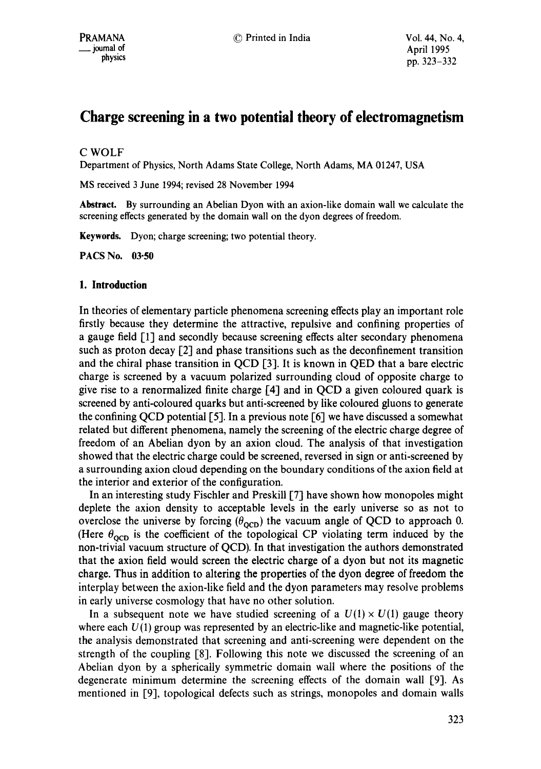# Charge screening in a two potential theory of electromagnetism

C WOLF

Department of Physics, North Adams State College, North Adams, MA 01247, USA

MS received 3 June 1994; revised 28 November 1994

**Abstract.** By surrounding an Abelian Dyon with an axion-like domain wall we calculate the screening effects generated by the domain wall on the dyon degrees of freedom.

**Keywords.** Dyon; charge screening; two potential theory.

**PACS No.** 03·50

## 1. Introduction

In theories of elementary particle phenomena screening effects play an important role firstly because they determine the attractive, repulsive and confining properties of a gauge field [1] and secondly because screening effects alter secondary phenomena such as proton decay [2] and phase transitions such as the deconfinement transition and the chiral phase transition in QCD [3]. It is known in QED that a bare electric charge is screened by a vacuum polarized surrounding cloud of opposite charge to give rise to a renormalized finite charge [4] and in QCD a given coloured quark is screened by anti-coloured quarks but anti-screened by like coloured gluons to generate the confining QCD potential [5]. In a previous note [6] we have discussed a somewhat related but different phenomena, namely the screening of the electric charge degree of freedom of an Abelian dyon by an axion cloud. The analysis of that investigation showed that the electric charge could be screened, reversed in sign or anti-screened by a surrounding axion cloud depending on the boundary conditions of the axion field at the interior and exterior of the configuration.

In an interesting study Fischler and Preskill [7] have shown how monopoles might deplete the axion density to acceptable levels in the early universe so as not to overclose the universe by forcing ($\theta_{\text{QCD}}$) the vacuum angle of QCD to approach 0. (Here $\theta_{\text{QCD}}$ is the coefficient of the topological CP violating term induced by the non-trivial vacuum structure of QCD). In that investigation the authors demonstrated that the axion field would screen the electric charge of a dyon but not its magnetic charge. Thus in addition to altering the properties of the dyon degree of freedom the interplay between the axion-like field and the dyon parameters may resolve problems in early universe cosmology that have no other solution.

In a subsequent note we have studied screening of a $U(1) \times U(1)$ gauge theory where each $U(1)$ group was represented by an electric-like and magnetic-like potential, the analysis demonstrated that screening and anti-screening were dependent on the strength of the coupling [8]. Following this note we discussed the screening of an Abelian dyon by a spherically symmetric domain wall where the positions of the degenerate minimum determine the screening effects of the domain wall [9]. As mentioned in [9], topological defects such as strings, monopoles and domain walls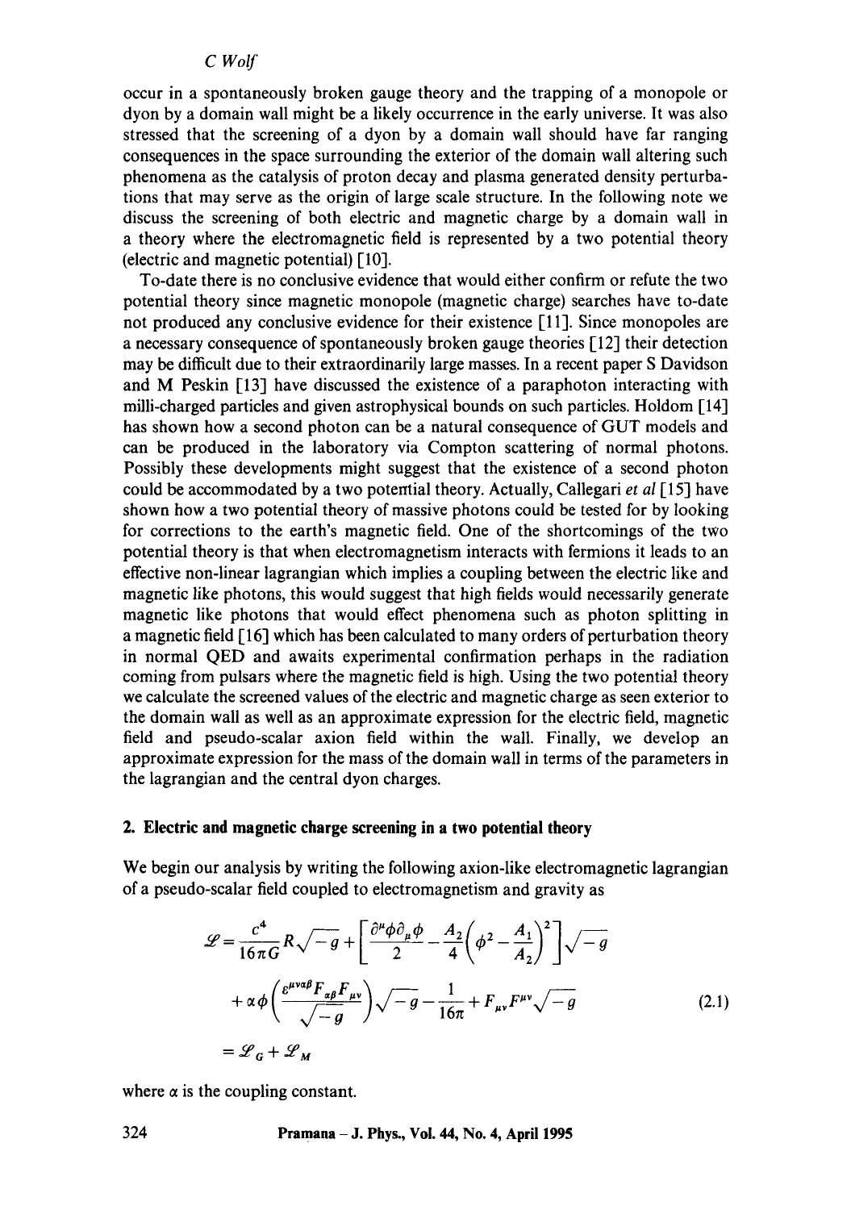occur in a spontaneously broken gauge theory and the trapping of a monopole or dyon by a domain wall might be a likely occurrence in the early universe. It was also stressed that the screening of a dyon by a domain wall should have far ranging consequences in the space surrounding the exterior of the domain wall altering such phenomena as the catalysis of proton decay and plasma generated density perturbations that may serve as the origin of large scale structure. In the following note we discuss the screening of both electric and magnetic charge by a domain wall in a theory where the electromagnetic field is represented by a two potential theory (electric and magnetic potential) [10].

To-date there is no conclusive evidence that would either confirm or refute the two potential theory since magnetic monopole (magnetic charge) searches have to-date not produced any conclusive evidence for their existence [11]. Since monopoles are a necessary consequence of spontaneously broken gauge theories [12] their detection may be difficult due to their extraordinarily large masses. In a recent paper S Davidson and M Peskin [13] have discussed the existence of a paraphoton interacting with milli-charged particles and given astrophysical bounds on such particles. Holdom [14] has shown how a second photon can be a natural consequence of GUT models and can be produced in the laboratory via Compton scattering of normal photons. Possibly these developments might suggest that the existence of a second photon could be accommodated by a two potential theory. Actually, Callegari *et al* [15] have shown how a two potential theory of massive photons could be tested for by looking for corrections to the earth's magnetic field. One of the shortcomings of the two potential theory is that when electromagnetism interacts with fermions it leads to an effective non-linear lagrangian which implies a coupling between the electric like and magnetic like photons, this would suggest that high fields would necessarily generate magnetic like photons that would effect phenomena such as photon splitting in a magnetic field [16] which has been calculated to many orders of perturbation theory in normal QED and awaits experimental confirmation perhaps in the radiation coming from pulsars where the magnetic field is high. Using the two potential theory we calculate the screened values of the electric and magnetic charge as seen exterior to the domain wall as well as an approximate expression for the electric field, magnetic field and pseudo-scalar axion field within the wall. Finally, we develop an approximate expression for the mass of the domain wall in terms of the parameters in the lagrangian and the central dyon charges.

## 2. Electric and magnetic charge screening in a two potential theory

We begin our analysis by writing the following axion-like electromagnetic lagrangian of a pseudo-scalar field coupled to electromagnetism and gravity as

$$
\begin{aligned}
\mathscr{L} &= \frac{c^4}{16\pi G} R\sqrt{-g} + \left[\frac{\partial^\mu \phi \partial_\mu \phi}{2} - \frac{A_2}{4}\left(\phi^2 - \frac{A_1}{A_2}\right)^2\right]\sqrt{-g} \\
&\quad + \alpha\phi\left(\frac{\varepsilon^{\mu\nu\alpha\beta} F_{\alpha\beta} F_{\mu\nu}}{\sqrt{-g}}\right)\sqrt{-g} - \frac{1}{16\pi} + F_{\mu\nu}F^{\mu\nu}\sqrt{-g} \\
&= \mathscr{L}_G + \mathscr{L}_M
\end{aligned}
\tag{2.1}
$$

where $\alpha$ is the coupling constant.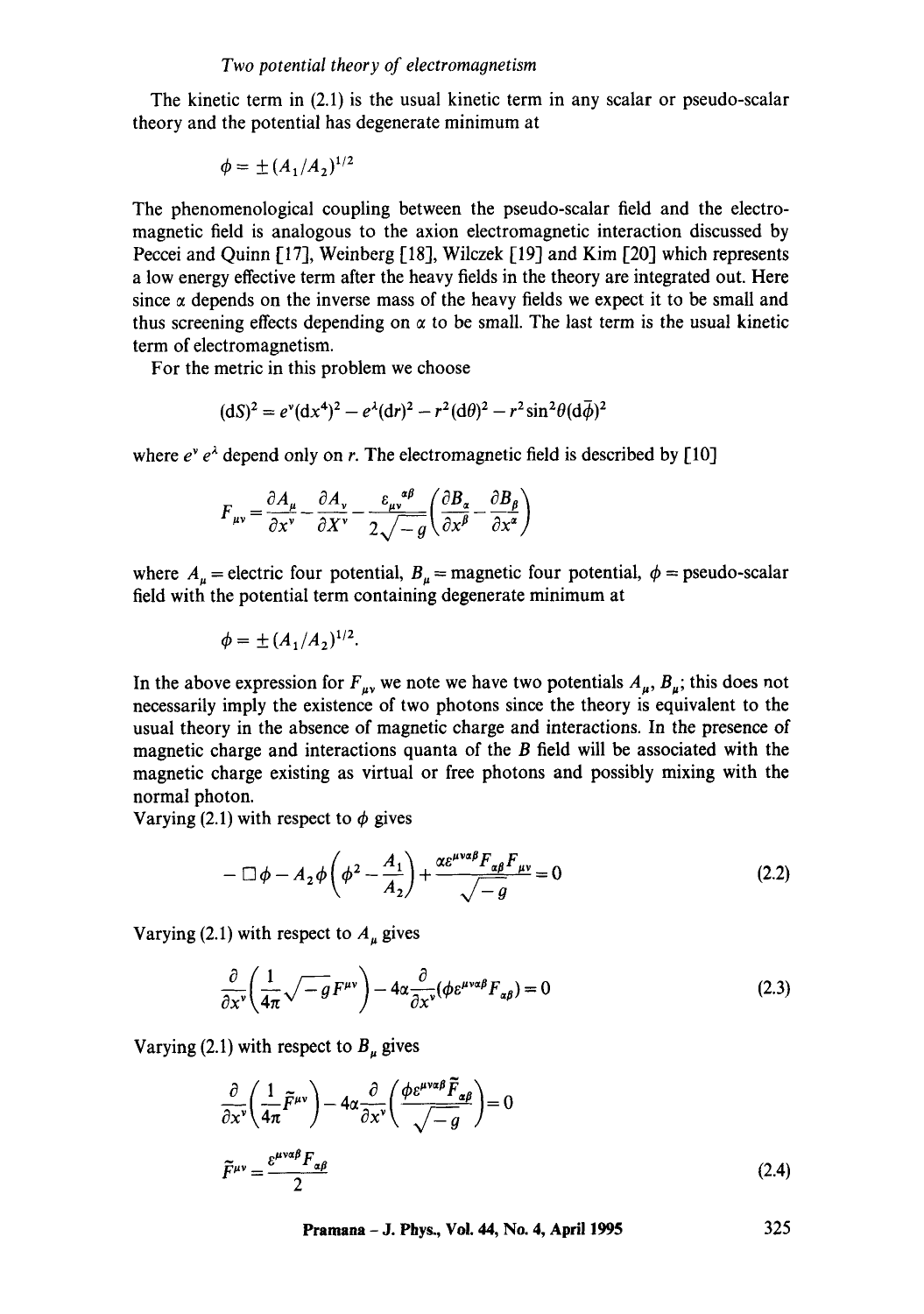The kinetic term in (2.1) is the usual kinetic term in any scalar or pseudo-scalar theory and the potential has degenerate minimum at

$$\phi = \pm (A_1/A_2)^{1/2}$$

The phenomenological coupling between the pseudo-scalar field and the electromagnetic field is analogous to the axion electromagnetic interaction discussed by Peccei and Quinn [17], Weinberg [18], Wilczek [19] and Kim [20] which represents a low energy effective term after the heavy fields in the theory are integrated out. Here since $\alpha$ depends on the inverse mass of the heavy fields we expect it to be small and thus screening effects depending on $\alpha$ to be small. The last term is the usual kinetic term of electromagnetism.

For the metric in this problem we choose

$$(\mathrm{d}S)^2 = e^{\nu}(\mathrm{d}x^4)^2 - e^{\lambda}(\mathrm{d}r)^2 - r^2(\mathrm{d}\theta)^2 - r^2\sin^2\theta(\mathrm{d}\bar{\phi})^2$$

where $e^{\nu}\, e^{\lambda}$ depend only on $r$. The electromagnetic field is described by [10]

$$F_{\mu\nu} = \frac{\partial A_\mu}{\partial x^\nu} - \frac{\partial A_\nu}{\partial X^\nu} - \frac{\varepsilon_{\mu\nu}{}^{\alpha\beta}}{2\sqrt{-g}}\left(\frac{\partial B_\alpha}{\partial x^\beta} - \frac{\partial B_\beta}{\partial x^\alpha}\right)$$

where $A_\mu$ = electric four potential, $B_\mu$ = magnetic four potential, $\phi$ = pseudo-scalar field with the potential term containing degenerate minimum at

$$\phi = \pm (A_1/A_2)^{1/2}.$$

In the above expression for $F_{\mu\nu}$ we note we have two potentials $A_\mu$, $B_\mu$; this does not necessarily imply the existence of two photons since the theory is equivalent to the usual theory in the absence of magnetic charge and interactions. In the presence of magnetic charge and interactions quanta of the $B$ field will be associated with the magnetic charge existing as virtual or free photons and possibly mixing with the normal photon.

Varying (2.1) with respect to $\phi$ gives

$$-\Box\phi - A_2\phi\left(\phi^2 - \frac{A_1}{A_2}\right) + \frac{\alpha\varepsilon^{\mu\nu\alpha\beta}F_{\alpha\beta}F_{\mu\nu}}{\sqrt{-g}} = 0 \tag{2.2}$$

Varying (2.1) with respect to $A_\mu$ gives

$$\frac{\partial}{\partial x^\nu}\left(\frac{1}{4\pi}\sqrt{-g}F^{\mu\nu}\right) - 4\alpha\frac{\partial}{\partial x^\nu}(\phi\varepsilon^{\mu\nu\alpha\beta}F_{\alpha\beta}) = 0 \tag{2.3}$$

Varying (2.1) with respect to $B_\mu$ gives

$$\frac{\partial}{\partial x^\nu}\left(\frac{1}{4\pi}\tilde{F}^{\mu\nu}\right) - 4\alpha\frac{\partial}{\partial x^\nu}\left(\frac{\phi\varepsilon^{\mu\nu\alpha\beta}\tilde{F}_{\alpha\beta}}{\sqrt{-g}}\right) = 0$$

$$\tilde{F}^{\mu\nu} = \frac{\varepsilon^{\mu\nu\alpha\beta}F_{\alpha\beta}}{2} \tag{2.4}$$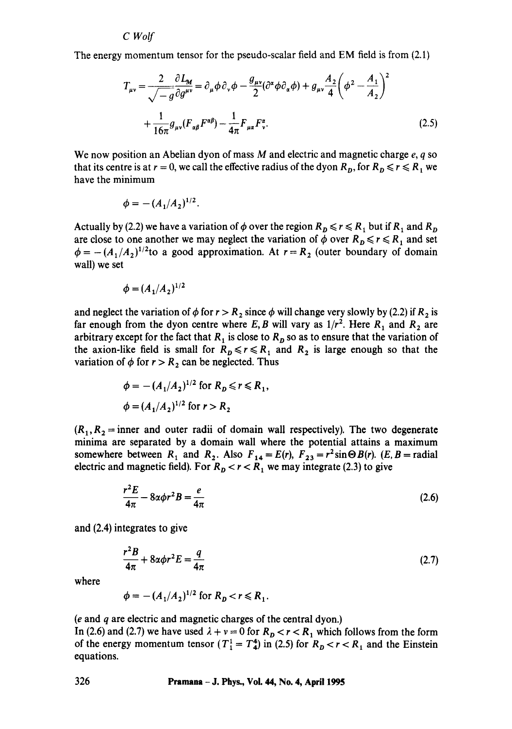The energy momentum tensor for the pseudo-scalar field and EM field is from (2.1)

$$T_{\mu\nu} = \frac{2}{\sqrt{-g}}\frac{\partial L_M}{\partial g^{\mu\nu}} = \partial_\mu\phi\partial_\nu\phi - \frac{g_{\mu\nu}}{2}(\partial^\alpha\phi\partial_\alpha\phi) + g_{\mu\nu}\frac{A_2}{4}\left(\phi^2 - \frac{A_1}{A_2}\right)^2$$
$$+ \frac{1}{16\pi}g_{\mu\nu}(F_{\alpha\beta}F^{\alpha\beta}) - \frac{1}{4\pi}F_{\mu\alpha}F^{\alpha}_{\nu}. \tag{2.5}$$

We now position an Abelian dyon of mass $M$ and electric and magnetic charge $e$, $q$ so that its centre is at $r = 0$, we call the effective radius of the dyon $R_D$, for $R_D \leqslant r \leqslant R_1$ we have the minimum

$$\phi = -(A_1/A_2)^{1/2}.$$

Actually by (2.2) we have a variation of $\phi$ over the region $R_D \leqslant r \leqslant R_1$ but if $R_1$ and $R_D$ are close to one another we may neglect the variation of $\phi$ over $R_D \leqslant r \leqslant R_1$ and set $\phi = -(A_1/A_2)^{1/2}$ to a good approximation. At $r = R_2$ (outer boundary of domain wall) we set

$$\phi = (A_1/A_2)^{1/2}$$

and neglect the variation of $\phi$ for $r > R_2$ since $\phi$ will change very slowly by (2.2) if $R_2$ is far enough from the dyon centre where $E, B$ will vary as $1/r^2$. Here $R_1$ and $R_2$ are arbitrary except for the fact that $R_1$ is close to $R_D$ so as to ensure that the variation of the axion-like field is small for $R_D \leqslant r \leqslant R_1$ and $R_2$ is large enough so that the variation of $\phi$ for $r > R_2$ can be neglected. Thus

$$\phi = -(A_1/A_2)^{1/2} \text{ for } R_D \leqslant r \leqslant R_1,$$
$$\phi = (A_1/A_2)^{1/2} \text{ for } r > R_2$$

($R_1, R_2$ = inner and outer radii of domain wall respectively). The two degenerate minima are separated by a domain wall where the potential attains a maximum somewhere between $R_1$ and $R_2$. Also $F_{14} = E(r)$, $F_{23} = r^2 \sin\Theta B(r)$. ($E, B$ = radial electric and magnetic field). For $R_D < r < R_1$ we may integrate (2.3) to give

$$\frac{r^2 E}{4\pi} - 8\alpha\phi r^2 B = \frac{e}{4\pi} \tag{2.6}$$

and (2.4) integrates to give

$$\frac{r^2 B}{4\pi} + 8\alpha\phi r^2 E = \frac{q}{4\pi} \tag{2.7}$$

where

$$\phi = -(A_1/A_2)^{1/2} \text{ for } R_D < r \leqslant R_1.$$

($e$ and $q$ are electric and magnetic charges of the central dyon.)
In (2.6) and (2.7) we have used $\lambda + \nu = 0$ for $R_D < r < R_1$ which follows from the form of the energy momentum tensor ($T_1^1 = T_4^4$) in (2.5) for $R_D < r < R_1$ and the Einstein equations.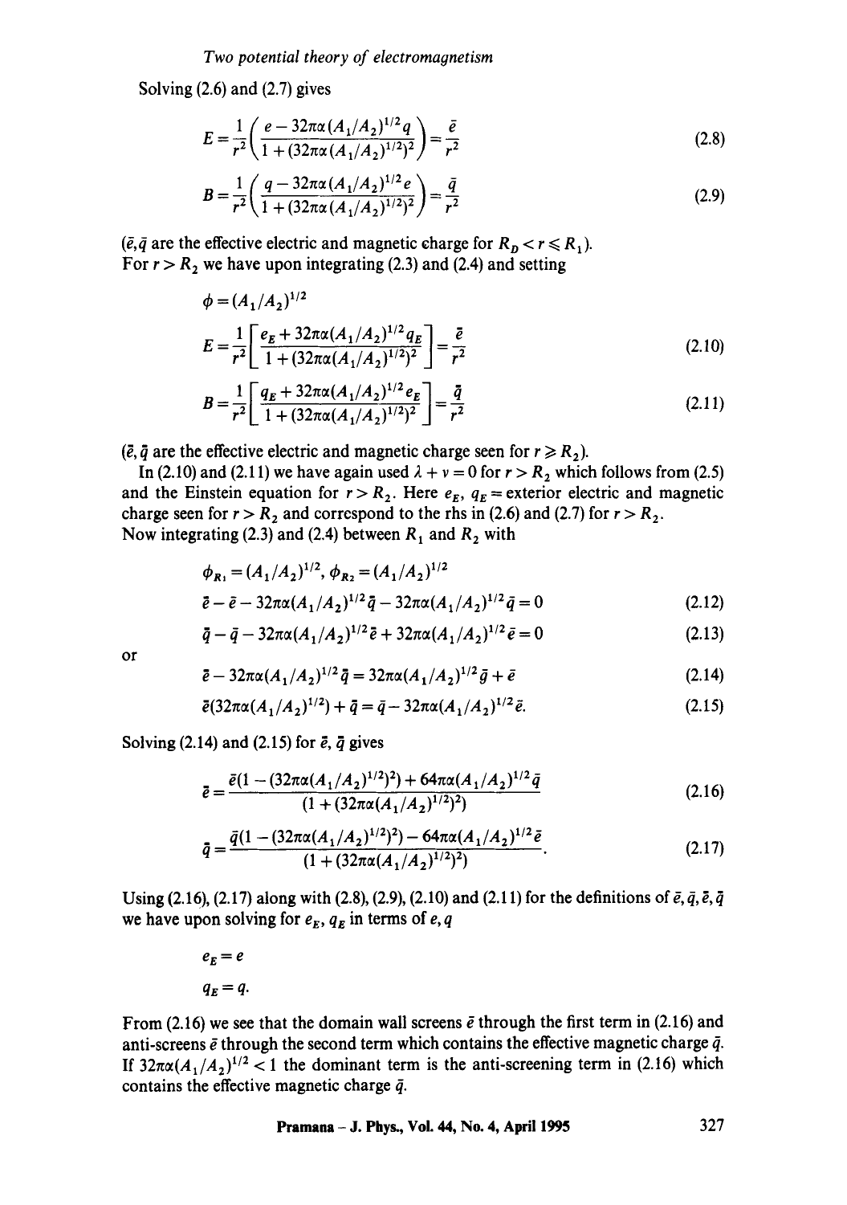Solving (2.6) and (2.7) gives

$$E = \frac{1}{r^2}\left(\frac{e - 32\pi\alpha(A_1/A_2)^{1/2} q}{1 + (32\pi\alpha(A_1/A_2)^{1/2})^2}\right) = \frac{\bar{e}}{r^2} \tag{2.8}$$

$$B = \frac{1}{r^2}\left(\frac{q - 32\pi\alpha(A_1/A_2)^{1/2} e}{1 + (32\pi\alpha(A_1/A_2)^{1/2})^2}\right) = \frac{\bar{q}}{r^2} \tag{2.9}$$

($\bar{e}, \bar{q}$ are the effective electric and magnetic charge for $R_D < r \leqslant R_1$).

For $r > R_2$ we have upon integrating (2.3) and (2.4) and setting

$$\phi = (A_1/A_2)^{1/2}$$

$$E = \frac{1}{r^2}\left[\frac{e_E + 32\pi\alpha(A_1/A_2)^{1/2} q_E}{1 + (32\pi\alpha(A_1/A_2)^{1/2})^2}\right] = \frac{\bar{\bar{e}}}{r^2} \tag{2.10}$$

$$B = \frac{1}{r^2}\left[\frac{q_E + 32\pi\alpha(A_1/A_2)^{1/2} e_E}{1 + (32\pi\alpha(A_1/A_2)^{1/2})^2}\right] = \frac{\bar{\bar{q}}}{r^2} \tag{2.11}$$

($\bar{\bar{e}}, \bar{\bar{q}}$ are the effective electric and magnetic charge seen for $r \geqslant R_2$).

In (2.10) and (2.11) we have again used $\lambda + \nu = 0$ for $r > R_2$ which follows from (2.5) and the Einstein equation for $r > R_2$. Here $e_E$, $q_E$ = exterior electric and magnetic charge seen for $r > R_2$ and correspond to the rhs in (2.6) and (2.7) for $r > R_2$.

Now integrating (2.3) and (2.4) between $R_1$ and $R_2$ with

$$\phi_{R_1} = (A_1/A_2)^{1/2},\ \phi_{R_2} = (A_1/A_2)^{1/2}$$

$$\bar{\bar{e}} - \bar{e} - 32\pi\alpha(A_1/A_2)^{1/2}\bar{\bar{q}} - 32\pi\alpha(A_1/A_2)^{1/2}\bar{q} = 0 \tag{2.12}$$

$$\bar{\bar{q}} - \bar{q} - 32\pi\alpha(A_1/A_2)^{1/2}\bar{\bar{e}} + 32\pi\alpha(A_1/A_2)^{1/2}\bar{e} = 0 \tag{2.13}$$

or

$$\bar{\bar{e}} - 32\pi\alpha(A_1/A_2)^{1/2}\bar{\bar{q}} = 32\pi\alpha(A_1/A_2)^{1/2}\bar{q} + \bar{e} \tag{2.14}$$

$$\bar{\bar{e}}(32\pi\alpha(A_1/A_2)^{1/2}) + \bar{\bar{q}} = \bar{q} - 32\pi\alpha(A_1/A_2)^{1/2}\bar{e}. \tag{2.15}$$

Solving (2.14) and (2.15) for $\bar{\bar{e}}$, $\bar{\bar{q}}$ gives

$$\bar{\bar{e}} = \frac{\bar{e}(1 - (32\pi\alpha(A_1/A_2)^{1/2})^2) + 64\pi\alpha(A_1/A_2)^{1/2}\bar{q}}{(1 + (32\pi\alpha(A_1/A_2)^{1/2})^2)} \tag{2.16}$$

$$\bar{\bar{q}} = \frac{\bar{q}(1 - (32\pi\alpha(A_1/A_2)^{1/2})^2) - 64\pi\alpha(A_1/A_2)^{1/2}\bar{e}}{(1 + (32\pi\alpha(A_1/A_2)^{1/2})^2)}. \tag{2.17}$$

Using (2.16), (2.17) along with (2.8), (2.9), (2.10) and (2.11) for the definitions of $\bar{e}, \bar{q}, \bar{\bar{e}}, \bar{\bar{q}}$ we have upon solving for $e_E$, $q_E$ in terms of $e, q$

$$e_E = e$$

$$q_E = q.$$

From (2.16) we see that the domain wall screens $\bar{e}$ through the first term in (2.16) and anti-screens $\bar{e}$ through the second term which contains the effective magnetic charge $\bar{q}$. If $32\pi\alpha(A_1/A_2)^{1/2} < 1$ the dominant term is the anti-screening term in (2.16) which contains the effective magnetic charge $\bar{q}$.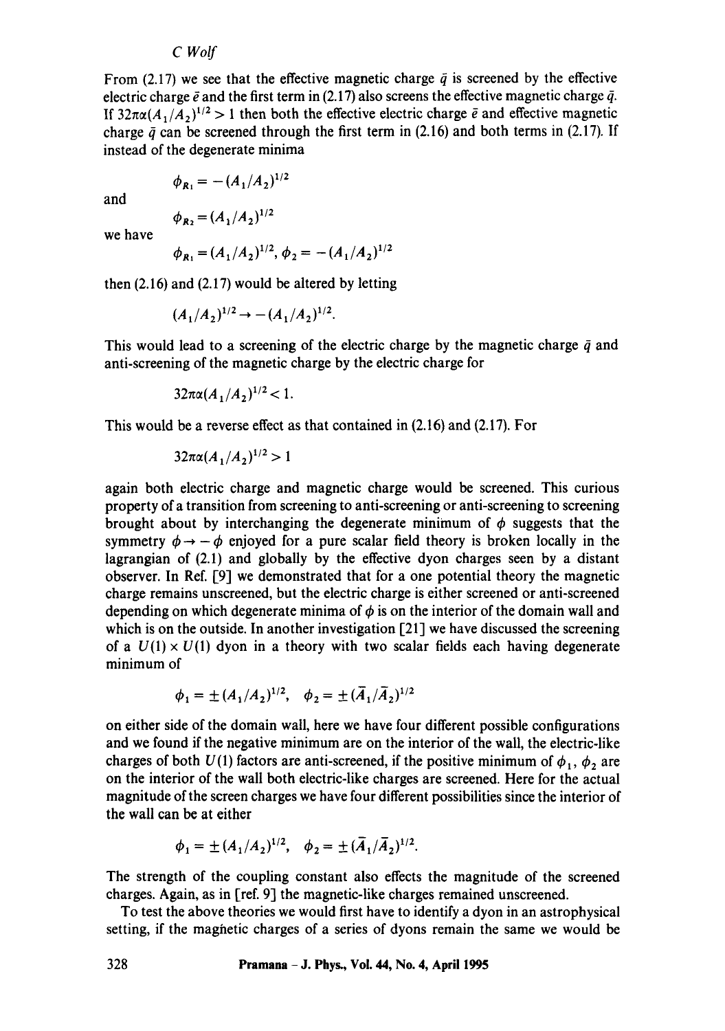From (2.17) we see that the effective magnetic charge $\bar{q}$ is screened by the effective electric charge $\bar{e}$ and the first term in (2.17) also screens the effective magnetic charge $\bar{q}$. If $32\pi\alpha(A_1/A_2)^{1/2} > 1$ then both the effective electric charge $\bar{e}$ and effective magnetic charge $\bar{q}$ can be screened through the first term in (2.16) and both terms in (2.17). If instead of the degenerate minima

$$\phi_{R_1} = -(A_1/A_2)^{1/2}$$

and

$$\phi_{R_2} = (A_1/A_2)^{1/2}$$

we have

$$\phi_{R_1} = (A_1/A_2)^{1/2}, \phi_2 = -(A_1/A_2)^{1/2}$$

then (2.16) and (2.17) would be altered by letting

$$(A_1/A_2)^{1/2} \rightarrow -(A_1/A_2)^{1/2}.$$

This would lead to a screening of the electric charge by the magnetic charge $\bar{q}$ and anti-screening of the magnetic charge by the electric charge for

$$32\pi\alpha(A_1/A_2)^{1/2} < 1.$$

This would be a reverse effect as that contained in (2.16) and (2.17). For

$$32\pi\alpha(A_1/A_2)^{1/2} > 1$$

again both electric charge and magnetic charge would be screened. This curious property of a transition from screening to anti-screening or anti-screening to screening brought about by interchanging the degenerate minimum of $\phi$ suggests that the symmetry $\phi \rightarrow -\phi$ enjoyed for a pure scalar field theory is broken locally in the lagrangian of (2.1) and globally by the effective dyon charges seen by a distant observer. In Ref. [9] we demonstrated that for a one potential theory the magnetic charge remains unscreened, but the electric charge is either screened or anti-screened depending on which degenerate minima of $\phi$ is on the interior of the domain wall and which is on the outside. In another investigation [21] we have discussed the screening of a $U(1) \times U(1)$ dyon in a theory with two scalar fields each having degenerate minimum of

$$\phi_1 = \pm(A_1/A_2)^{1/2}, \quad \phi_2 = \pm(\bar{A}_1/\bar{A}_2)^{1/2}$$

on either side of the domain wall, here we have four different possible configurations and we found if the negative minimum are on the interior of the wall, the electric-like charges of both $U(1)$ factors are anti-screened, if the positive minimum of $\phi_1$, $\phi_2$ are on the interior of the wall both electric-like charges are screened. Here for the actual magnitude of the screen charges we have four different possibilities since the interior of the wall can be at either

$$\phi_1 = \pm(A_1/A_2)^{1/2}, \quad \phi_2 = \pm(\bar{A}_1/\bar{A}_2)^{1/2}.$$

The strength of the coupling constant also effects the magnitude of the screened charges. Again, as in [ref. 9] the magnetic-like charges remained unscreened.

To test the above theories we would first have to identify a dyon in an astrophysical setting, if the magnetic charges of a series of dyons remain the same we would be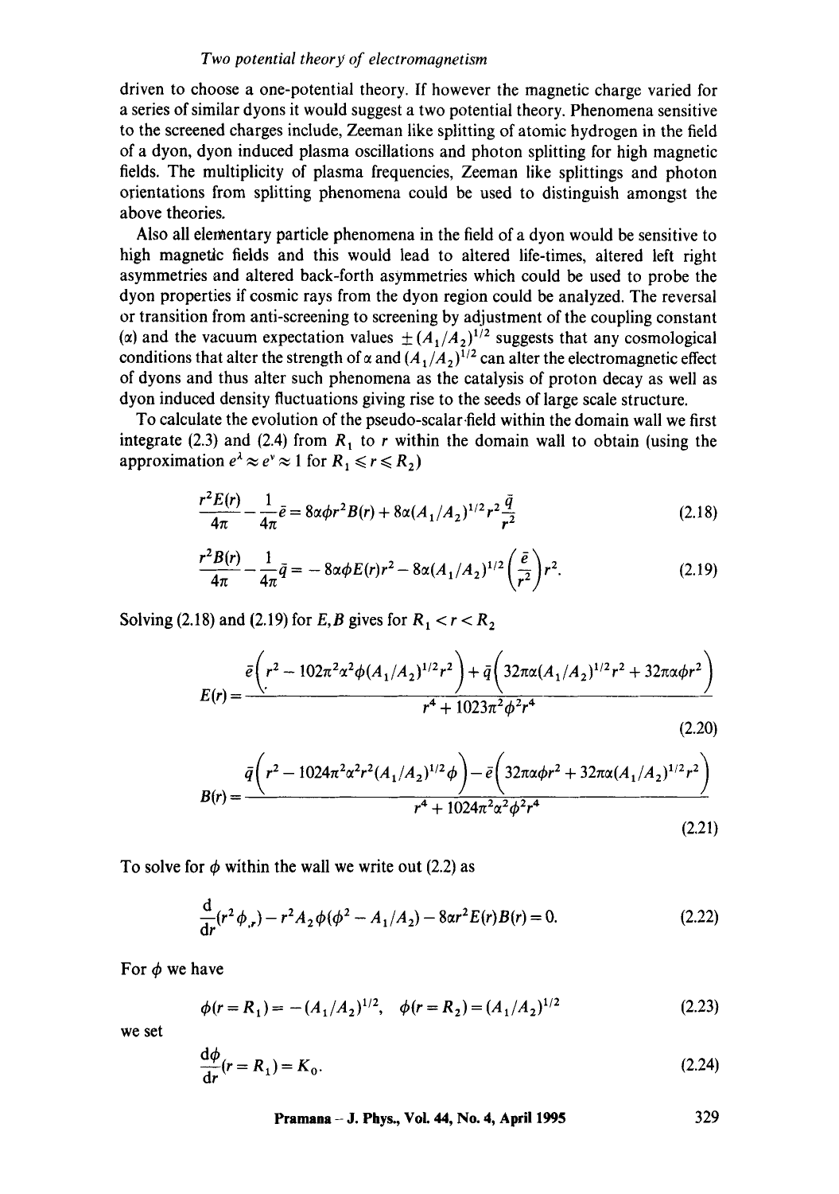driven to choose a one-potential theory. If however the magnetic charge varied for a series of similar dyons it would suggest a two potential theory. Phenomena sensitive to the screened charges include, Zeeman like splitting of atomic hydrogen in the field of a dyon, dyon induced plasma oscillations and photon splitting for high magnetic fields. The multiplicity of plasma frequencies, Zeeman like splittings and photon orientations from splitting phenomena could be used to distinguish amongst the above theories.

Also all elementary particle phenomena in the field of a dyon would be sensitive to high magnetic fields and this would lead to altered life-times, altered left right asymmetries and altered back-forth asymmetries which could be used to probe the dyon properties if cosmic rays from the dyon region could be analyzed. The reversal or transition from anti-screening to screening by adjustment of the coupling constant ($\alpha$) and the vacuum expectation values $\pm(A_1/A_2)^{1/2}$ suggests that any cosmological conditions that alter the strength of $\alpha$ and $(A_1/A_2)^{1/2}$ can alter the electromagnetic effect of dyons and thus alter such phenomena as the catalysis of proton decay as well as dyon induced density fluctuations giving rise to the seeds of large scale structure.

To calculate the evolution of the pseudo-scalar field within the domain wall we first integrate (2.3) and (2.4) from $R_1$ to $r$ within the domain wall to obtain (using the approximation $e^{\lambda} \approx e^{\nu} \approx 1$ for $R_1 \leqslant r \leqslant R_2$)

$$\frac{r^2 E(r)}{4\pi} - \frac{1}{4\pi}\bar{e} = 8\alpha\phi r^2 B(r) + 8\alpha(A_1/A_2)^{1/2} r^2 \frac{\bar{q}}{r^2} \tag{2.18}$$

$$\frac{r^2 B(r)}{4\pi} - \frac{1}{4\pi}\bar{q} = -8\alpha\phi E(r) r^2 - 8\alpha(A_1/A_2)^{1/2}\left(\frac{\bar{e}}{r^2}\right) r^2. \tag{2.19}$$

Solving (2.18) and (2.19) for $E, B$ gives for $R_1 < r < R_2$

$$E(r) = \frac{\bar{e}\left(r^2 - 102\pi^2\alpha^2\phi(A_1/A_2)^{1/2} r^2\right) + \bar{q}\left(32\pi\alpha(A_1/A_2)^{1/2} r^2 + 32\pi\alpha\phi r^2\right)}{r^4 + 1023\pi^2\phi^2 r^4} \tag{2.20}$$

$$B(r) = \frac{\bar{q}\left(r^2 - 1024\pi^2\alpha^2 r^2 (A_1/A_2)^{1/2}\phi\right) - \bar{e}\left(32\pi\alpha\phi r^2 + 32\pi\alpha(A_1/A_2)^{1/2} r^2\right)}{r^4 + 1024\pi^2\alpha^2\phi^2 r^4} \tag{2.21}$$

To solve for $\phi$ within the wall we write out (2.2) as

$$\frac{\mathrm{d}}{\mathrm{d}r}(r^2\phi_{,r}) - r^2 A_2\phi(\phi^2 - A_1/A_2) - 8\alpha r^2 E(r) B(r) = 0. \tag{2.22}$$

For $\phi$ we have

$$\phi(r = R_1) = -(A_1/A_2)^{1/2}, \quad \phi(r = R_2) = (A_1/A_2)^{1/2} \tag{2.23}$$

we set

$$\frac{\mathrm{d}\phi}{\mathrm{d}r}(r = R_1) = K_0. \tag{2.24}$$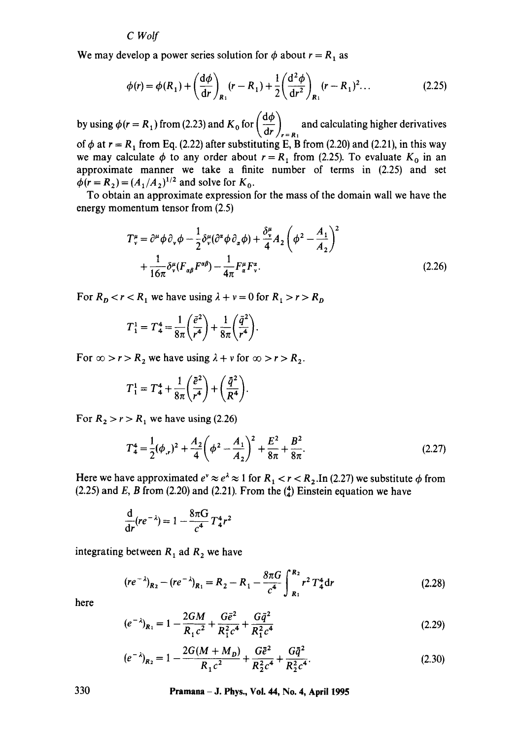We may develop a power series solution for $\phi$ about $r = R_1$ as

$$\phi(r) = \phi(R_1) + \left(\frac{\mathrm{d}\phi}{\mathrm{d}r}\right)_{R_1}(r - R_1) + \frac{1}{2}\left(\frac{\mathrm{d}^2\phi}{\mathrm{d}r^2}\right)_{R_1}(r - R_1)^2 \ldots \tag{2.25}$$

by using $\phi(r = R_1)$ from (2.23) and $K_0$ for $\left(\frac{\mathrm{d}\phi}{\mathrm{d}r}\right)_{r=R_1}$ and calculating higher derivatives of $\phi$ at $r = R_1$ from Eq. (2.22) after substituting E, B from (2.20) and (2.21), in this way we may calculate $\phi$ to any order about $r = R_1$ from (2.25). To evaluate $K_0$ in an approximate manner we take a finite number of terms in (2.25) and set $\phi(r = R_2) = (A_1/A_2)^{1/2}$ and solve for $K_0$.

To obtain an approximate expression for the mass of the domain wall we have the energy momentum tensor from (2.5)

$$T^\mu_\nu = \partial^\mu\phi\partial_\nu\phi - \frac{1}{2}\delta^\mu_\nu(\partial^\alpha\phi\partial_\alpha\phi) + \frac{\delta^\mu_\nu}{4}A_2\left(\phi^2 - \frac{A_1}{A_2}\right)^2 + \frac{1}{16\pi}\delta^\mu_\nu(F_{\alpha\beta}F^{\alpha\beta}) - \frac{1}{4\pi}F^\mu_\alpha F^\alpha_\nu. \tag{2.26}$$

For $R_D < r < R_1$ we have using $\lambda + \nu = 0$ for $R_1 > r > R_D$

$$T^1_1 = T^4_4 = \frac{1}{8\pi}\left(\frac{\bar{e}^2}{r^4}\right) + \frac{1}{8\pi}\left(\frac{\bar{q}^2}{r^4}\right).$$

For $\infty > r > R_2$ we have using $\lambda + \nu$ for $\infty > r > R_2$.

$$T^1_1 = T^4_4 + \frac{1}{8\pi}\left(\frac{\bar{e}^2}{r^4}\right) + \left(\frac{\bar{q}^2}{R^4}\right).$$

For $R_2 > r > R_1$ we have using (2.26)

$$T^4_4 = \frac{1}{2}(\phi_{,r})^2 + \frac{A_2}{4}\left(\phi^2 - \frac{A_1}{A_2}\right)^2 + \frac{E^2}{8\pi} + \frac{B^2}{8\pi}. \tag{2.27}$$

Here we have approximated $e^\nu \approx e^\lambda \approx 1$ for $R_1 < r < R_2$.In (2.27) we substitute $\phi$ from (2.25) and $E$, $B$ from (2.20) and (2.21). From the $\binom{4}{4}$ Einstein equation we have

$$\frac{\mathrm{d}}{\mathrm{d}r}(re^{-\lambda}) = 1 - \frac{8\pi G}{c^4}T^4_4 r^2$$

integrating between $R_1$ ad $R_2$ we have

$$(re^{-\lambda})_{R_2} - (re^{-\lambda})_{R_1} = R_2 - R_1 - \frac{8\pi G}{c^4}\int_{R_1}^{R_2} r^2 T^4_4 \mathrm{d}r \tag{2.28}$$

here

$$(e^{-\lambda})_{R_1} = 1 - \frac{2GM}{R_1 c^2} + \frac{G\bar{e}^2}{R_1^2 c^4} + \frac{G\bar{q}^2}{R_1^2 c^4} \tag{2.29}$$

$$(e^{-\lambda})_{R_2} = 1 - \frac{2G(M + M_D)}{R_1 c^2} + \frac{G\bar{e}^2}{R_2^2 c^4} + \frac{G\bar{q}^2}{R_2^2 c^4}. \tag{2.30}$$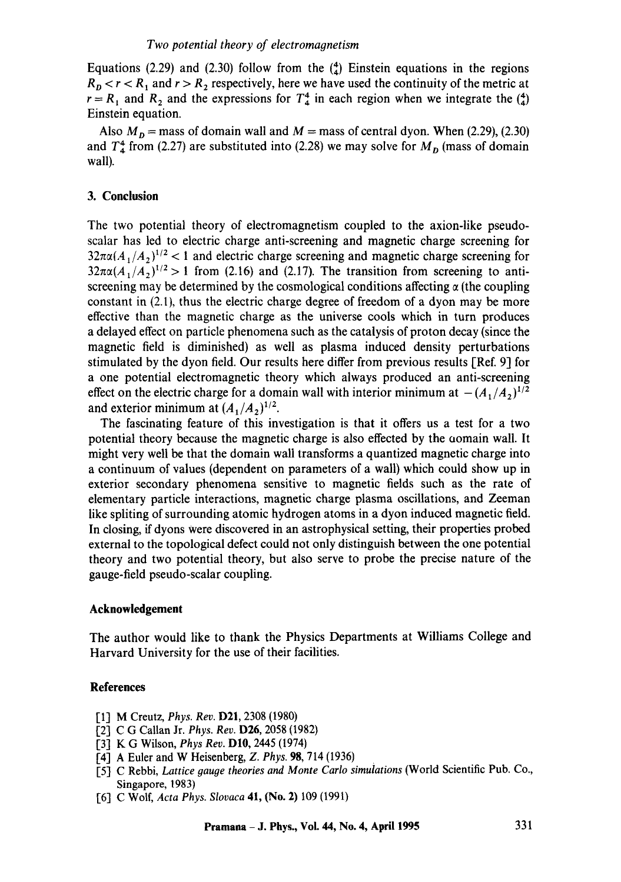Equations (2.29) and (2.30) follow from the $\binom{4}{4}$ Einstein equations in the regions $R_D < r < R_1$ and $r > R_2$ respectively, here we have used the continuity of the metric at $r = R_1$ and $R_2$ and the expressions for $T_4^4$ in each region when we integrate the $\binom{4}{4}$ Einstein equation.

Also $M_D$ = mass of domain wall and $M$ = mass of central dyon. When (2.29), (2.30) and $T_4^4$ from (2.27) are substituted into (2.28) we may solve for $M_D$ (mass of domain wall).

## 3. Conclusion

The two potential theory of electromagnetism coupled to the axion-like pseudo-scalar has led to electric charge anti-screening and magnetic charge screening for $32\pi\alpha(A_1/A_2)^{1/2} < 1$ and electric charge screening and magnetic charge screening for $32\pi\alpha(A_1/A_2)^{1/2} > 1$ from (2.16) and (2.17). The transition from screening to anti-screening may be determined by the cosmological conditions affecting $\alpha$ (the coupling constant in (2.1), thus the electric charge degree of freedom of a dyon may be more effective than the magnetic charge as the universe cools which in turn produces a delayed effect on particle phenomena such as the catalysis of proton decay (since the magnetic field is diminished) as well as plasma induced density perturbations stimulated by the dyon field. Our results here differ from previous results [Ref. 9] for a one potential electromagnetic theory which always produced an anti-screening effect on the electric charge for a domain wall with interior minimum at $-(A_1/A_2)^{1/2}$ and exterior minimum at $(A_1/A_2)^{1/2}$.

The fascinating feature of this investigation is that it offers us a test for a two potential theory because the magnetic charge is also effected by the domain wall. It might very well be that the domain wall transforms a quantized magnetic charge into a continuum of values (dependent on parameters of a wall) which could show up in exterior secondary phenomena sensitive to magnetic fields such as the rate of elementary particle interactions, magnetic charge plasma oscillations, and Zeeman like spliting of surrounding atomic hydrogen atoms in a dyon induced magnetic field. In closing, if dyons were discovered in an astrophysical setting, their properties probed external to the topological defect could not only distinguish between the one potential theory and two potential theory, but also serve to probe the precise nature of the gauge-field pseudo-scalar coupling.

### Acknowledgement

The author would like to thank the Physics Departments at Williams College and Harvard University for the use of their facilities.

### References

[1] M Creutz, *Phys. Rev.* **D21**, 2308 (1980)

[2] C G Callan Jr. *Phys. Rev.* **D26**, 2058 (1982)

[3] K G Wilson, *Phys Rev.* **D10**, 2445 (1974)

[4] A Euler and W Heisenberg, *Z. Phys.* **98**, 714 (1936)

[5] C Rebbi, *Lattice gauge theories and Monte Carlo simulations* (World Scientific Pub. Co., Singapore, 1983)

[6] C Wolf, *Acta Phys. Slovaca* **41, (No. 2)** 109 (1991)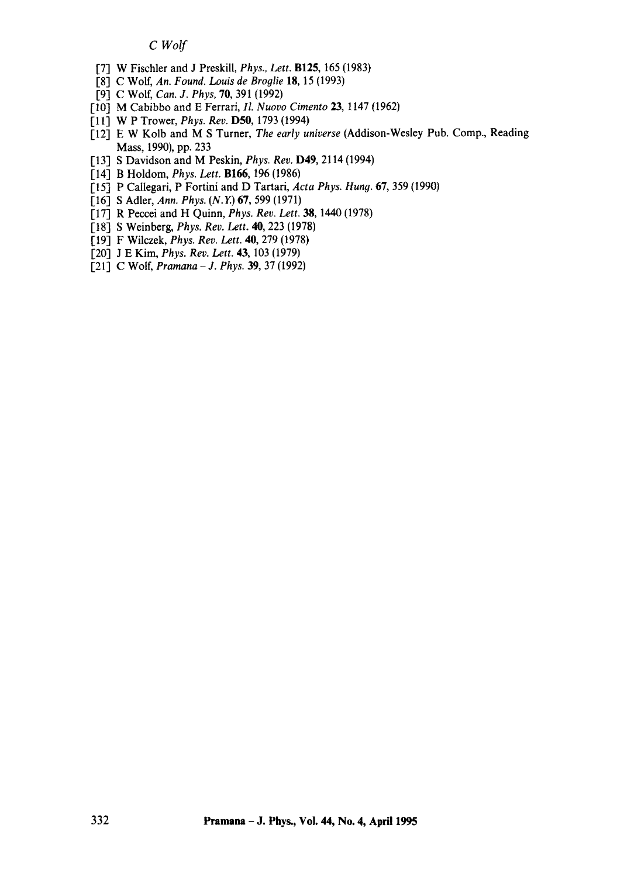[7] W Fischler and J Preskill, *Phys., Lett.* **B125**, 165 (1983)
[8] C Wolf, *An. Found. Louis de Broglie* **18**, 15 (1993)
[9] C Wolf, *Can. J. Phys*, **70**, 391 (1992)
[10] M Cabibbo and E Ferrari, *Il. Nuovo Cimento* **23**, 1147 (1962)
[11] W P Trower, *Phys. Rev.* **D50**, 1793 (1994)
[12] E W Kolb and M S Turner, *The early universe* (Addison-Wesley Pub. Comp., Reading Mass, 1990), pp. 233
[13] S Davidson and M Peskin, *Phys. Rev.* **D49**, 2114 (1994)
[14] B Holdom, *Phys. Lett.* **B166**, 196 (1986)
[15] P Callegari, P Fortini and D Tartari, *Acta Phys. Hung.* **67**, 359 (1990)
[16] S Adler, *Ann. Phys. (N.Y.)* **67**, 599 (1971)
[17] R Peccei and H Quinn, *Phys. Rev. Lett.* **38**, 1440 (1978)
[18] S Weinberg, *Phys. Rev. Lett.* **40**, 223 (1978)
[19] F Wilczek, *Phys. Rev. Lett.* **40**, 279 (1978)
[20] J E Kim, *Phys. Rev. Lett.* **43**, 103 (1979)
[21] C Wolf, *Pramana – J. Phys.* **39**, 37 (1992)